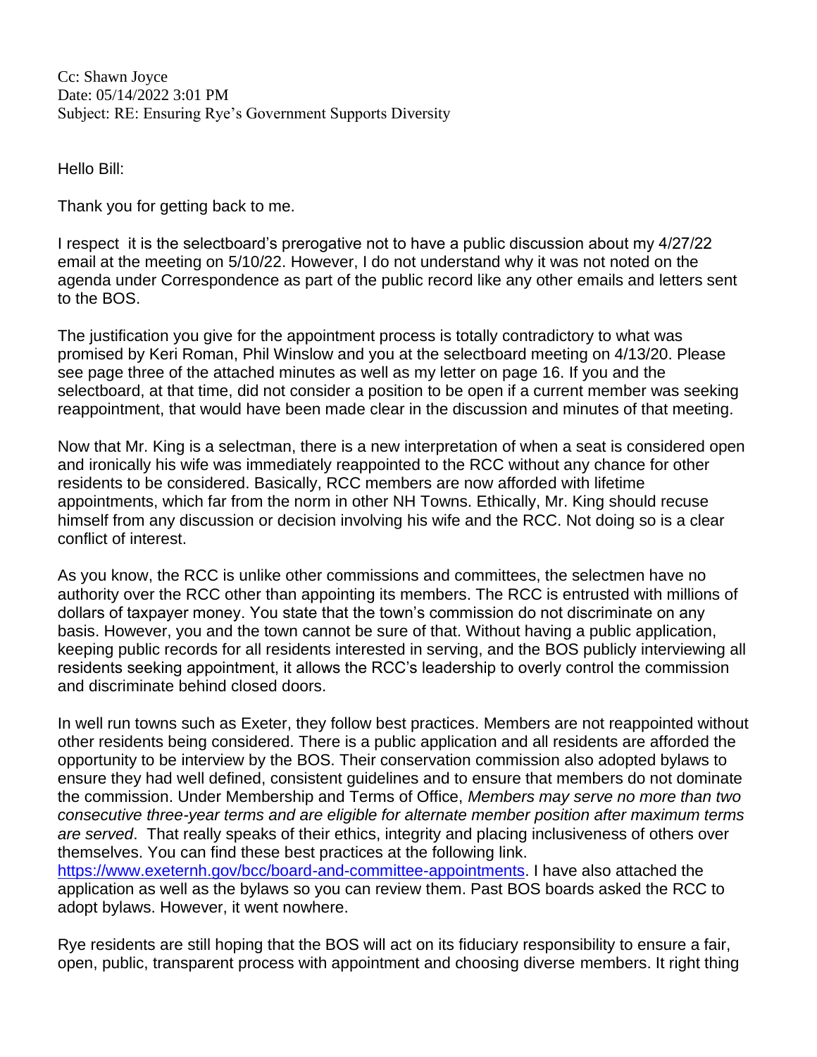Cc: Shawn Joyce
Date: 05/14/2022 3:01 PM
Subject: RE: Ensuring Rye's Government Supports Diversity

Hello Bill:

Thank you for getting back to me.

I respect it is the selectboard's prerogative not to have a public discussion about my 4/27/22 email at the meeting on 5/10/22. However, I do not understand why it was not noted on the agenda under Correspondence as part of the public record like any other emails and letters sent to the BOS.

The justification you give for the appointment process is totally contradictory to what was promised by Keri Roman, Phil Winslow and you at the selectboard meeting on 4/13/20. Please see page three of the attached minutes as well as my letter on page 16. If you and the selectboard, at that time, did not consider a position to be open if a current member was seeking reappointment, that would have been made clear in the discussion and minutes of that meeting.

Now that Mr. King is a selectman, there is a new interpretation of when a seat is considered open and ironically his wife was immediately reappointed to the RCC without any chance for other residents to be considered. Basically, RCC members are now afforded with lifetime appointments, which far from the norm in other NH Towns. Ethically, Mr. King should recuse himself from any discussion or decision involving his wife and the RCC. Not doing so is a clear conflict of interest.

As you know, the RCC is unlike other commissions and committees, the selectmen have no authority over the RCC other than appointing its members. The RCC is entrusted with millions of dollars of taxpayer money. You state that the town's commission do not discriminate on any basis. However, you and the town cannot be sure of that. Without having a public application, keeping public records for all residents interested in serving, and the BOS publicly interviewing all residents seeking appointment, it allows the RCC's leadership to overly control the commission and discriminate behind closed doors.

In well run towns such as Exeter, they follow best practices. Members are not reappointed without other residents being considered. There is a public application and all residents are afforded the opportunity to be interview by the BOS. Their conservation commission also adopted bylaws to ensure they had well defined, consistent guidelines and to ensure that members do not dominate the commission. Under Membership and Terms of Office, *Members may serve no more than two consecutive three-year terms and are eligible for alternate member position after maximum terms are served*. That really speaks of their ethics, integrity and placing inclusiveness of others over themselves. You can find these best practices at the following link. https://www.exeternh.gov/bcc/board-and-committee-appointments. I have also attached the application as well as the bylaws so you can review them. Past BOS boards asked the RCC to adopt bylaws. However, it went nowhere.

Rye residents are still hoping that the BOS will act on its fiduciary responsibility to ensure a fair, open, public, transparent process with appointment and choosing diverse members. It right thing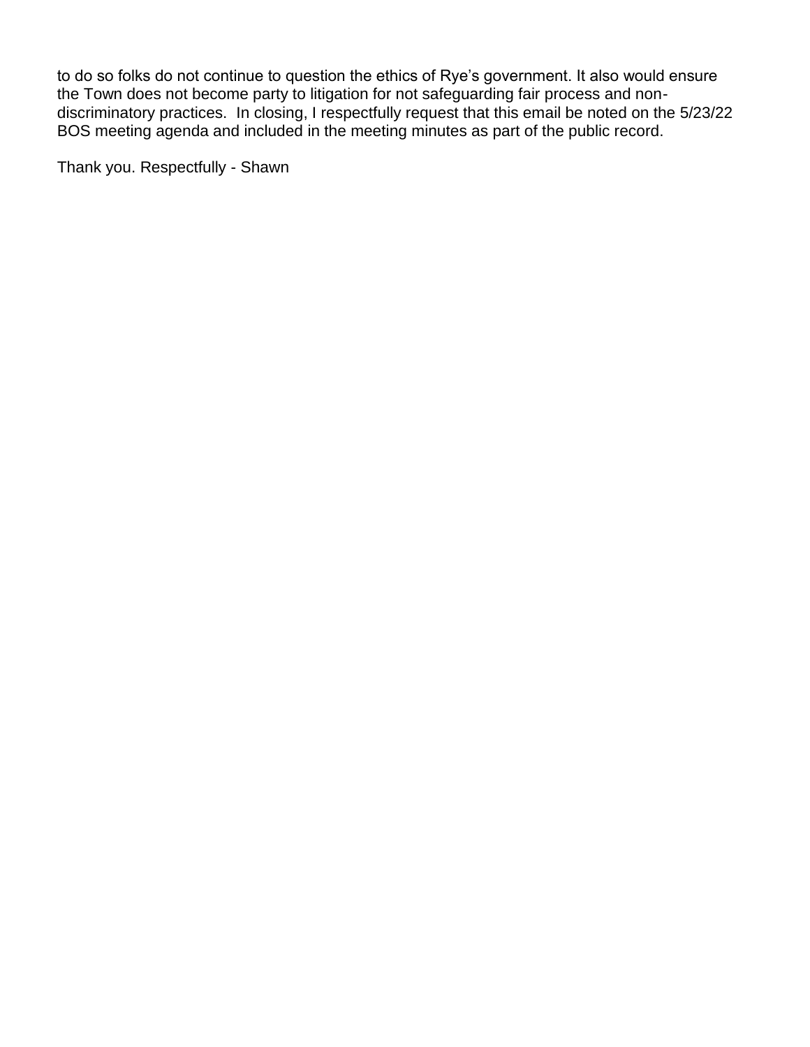to do so folks do not continue to question the ethics of Rye's government. It also would ensure the Town does not become party to litigation for not safeguarding fair process and non-discriminatory practices. In closing, I respectfully request that this email be noted on the 5/23/22 BOS meeting agenda and included in the meeting minutes as part of the public record.

Thank you. Respectfully - Shawn